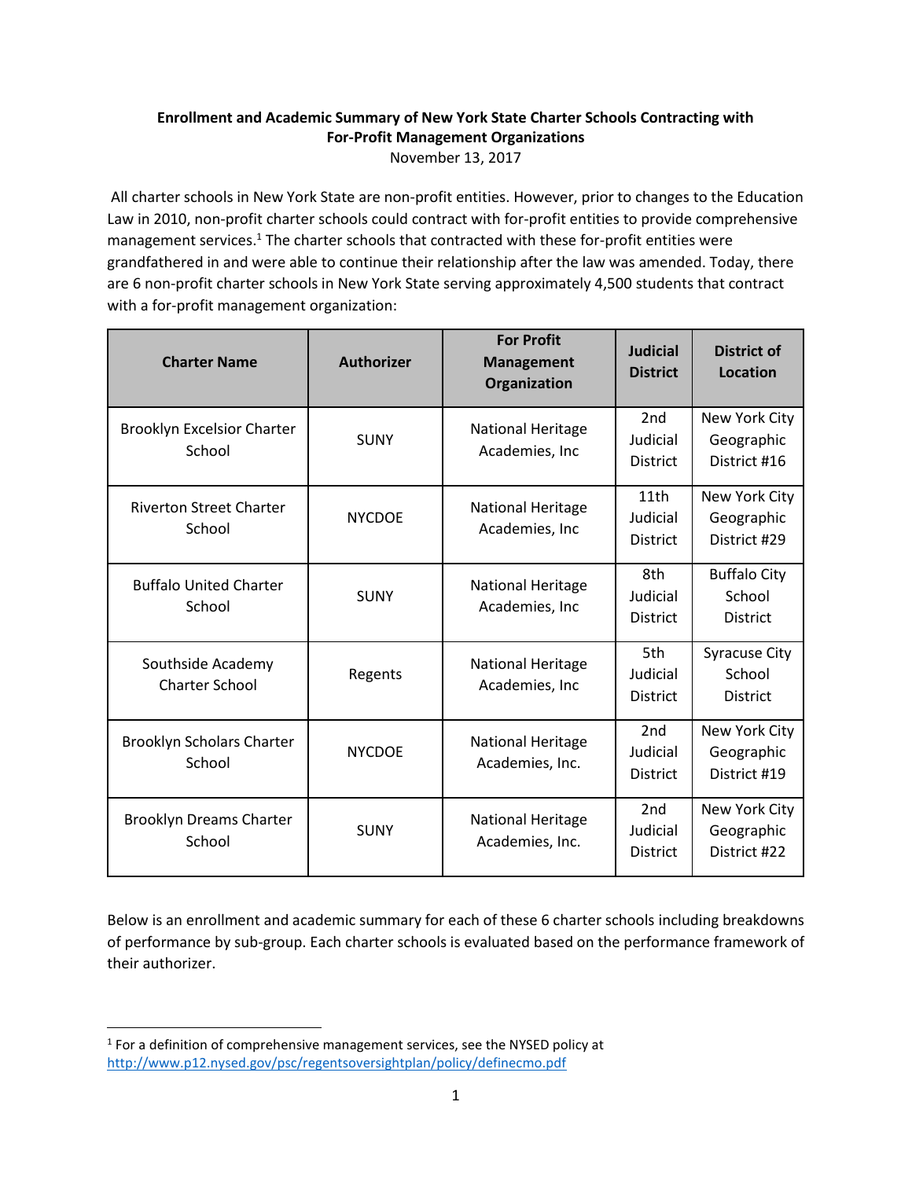**Enrollment and Academic Summary of New York State Charter Schools Contracting with For-Profit Management Organizations**

November 13, 2017

All charter schools in New York State are non-profit entities. However, prior to changes to the Education Law in 2010, non-profit charter schools could contract with for-profit entities to provide comprehensive management services.[1] The charter schools that contracted with these for-profit entities were grandfathered in and were able to continue their relationship after the law was amended. Today, there are 6 non-profit charter schools in New York State serving approximately 4,500 students that contract with a for-profit management organization:

| Charter Name | Authorizer | For Profit Management Organization | Judicial District | District of Location |
|---|---|---|---|---|
| Brooklyn Excelsior Charter School | SUNY | National Heritage Academies, Inc | 2nd Judicial District | New York City Geographic District #16 |
| Riverton Street Charter School | NYCDOE | National Heritage Academies, Inc | 11th Judicial District | New York City Geographic District #29 |
| Buffalo United Charter School | SUNY | National Heritage Academies, Inc | 8th Judicial District | Buffalo City School District |
| Southside Academy Charter School | Regents | National Heritage Academies, Inc | 5th Judicial District | Syracuse City School District |
| Brooklyn Scholars Charter School | NYCDOE | National Heritage Academies, Inc. | 2nd Judicial District | New York City Geographic District #19 |
| Brooklyn Dreams Charter School | SUNY | National Heritage Academies, Inc. | 2nd Judicial District | New York City Geographic District #22 |

Below is an enrollment and academic summary for each of these 6 charter schools including breakdowns of performance by sub-group. Each charter schools is evaluated based on the performance framework of their authorizer.

[1] For a definition of comprehensive management services, see the NYSED policy at http://www.p12.nysed.gov/psc/regentsoversightplan/policy/definecmo.pdf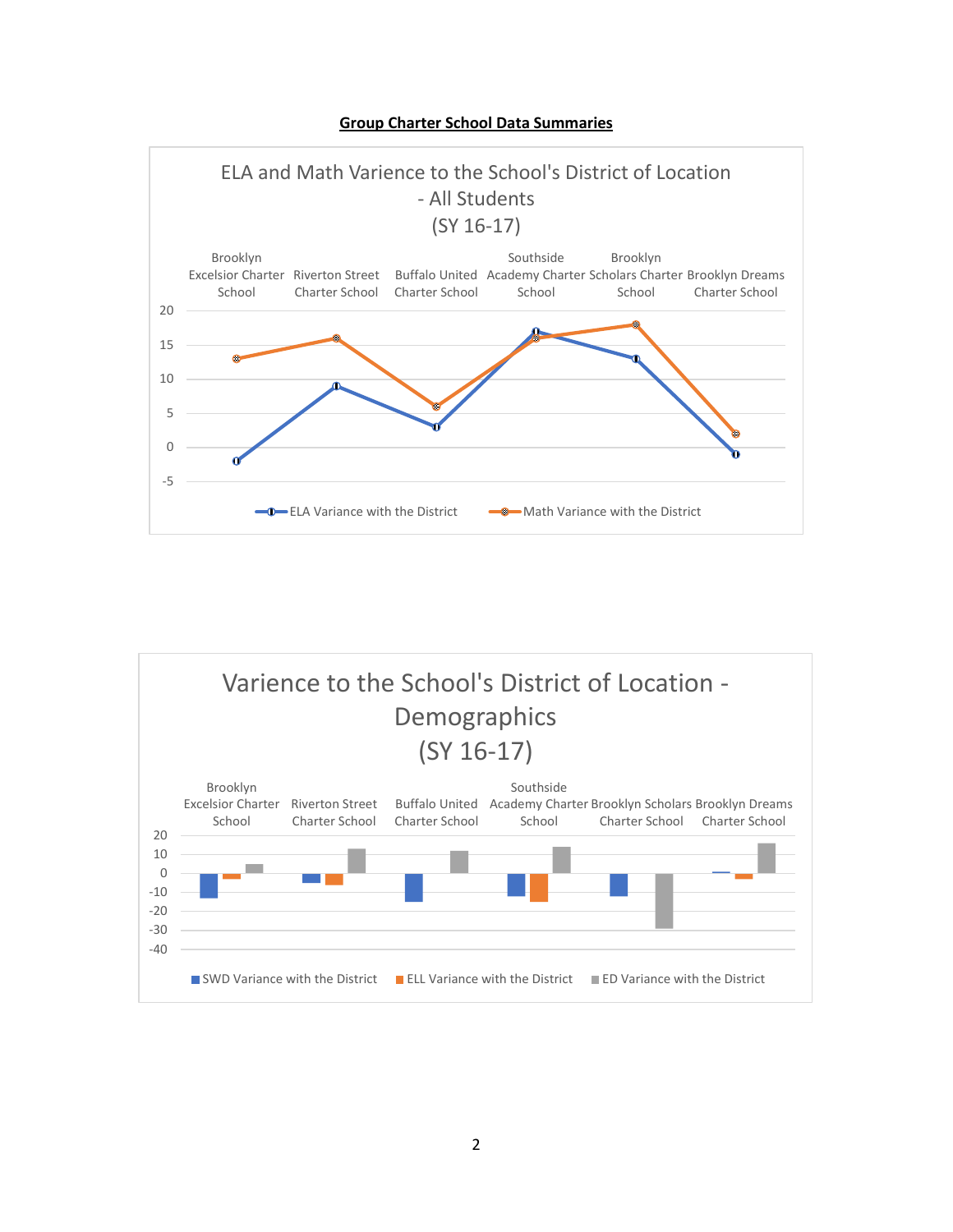**Group Charter School Data Summaries**

ELA and Math Varience to the School's District of Location - All Students (SY 16-17)

Brooklyn Excelsior Charter School | Riverton Street Charter School | Buffalo United Charter School | Southside Academy Charter School | Brooklyn Scholars Charter School | Brooklyn Dreams Charter School

20, 15, 10, 5, 0, -5

ELA Variance with the District — Math Variance with the District

Varience to the School's District of Location - Demographics (SY 16-17)

Brooklyn Excelsior Charter School | Riverton Street Charter School | Buffalo United Charter School | Southside Academy Charter School | Brooklyn Scholars Charter School | Brooklyn Dreams Charter School

20, 10, 0, -10, -20, -30, -40

SWD Variance with the District — ELL Variance with the District — ED Variance with the District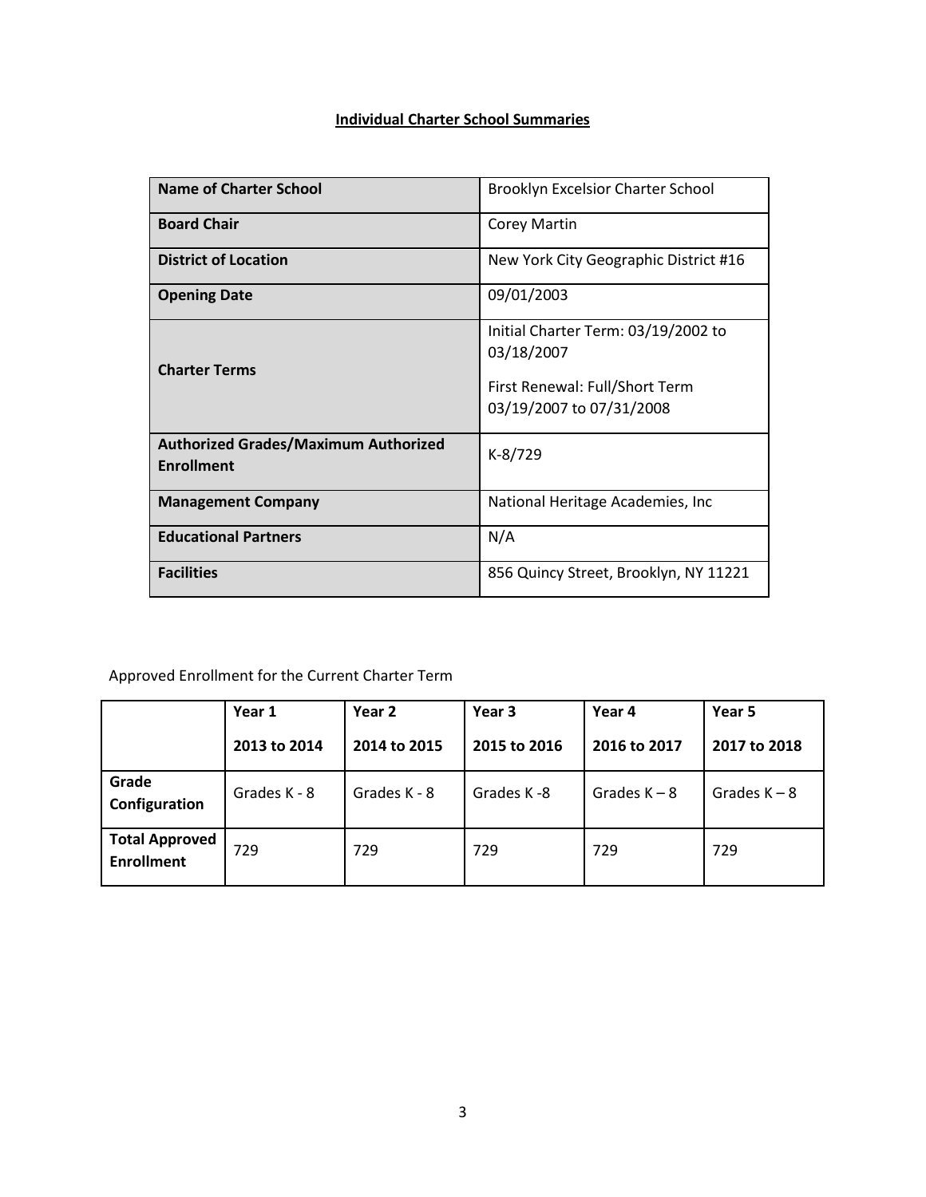## Individual Charter School Summaries

| Name of Charter School | Brooklyn Excelsior Charter School |
|---|---|
| **Board Chair** | Corey Martin |
| **District of Location** | New York City Geographic District #16 |
| **Opening Date** | 09/01/2003 |
| **Charter Terms** | Initial Charter Term: 03/19/2002 to 03/18/2007<br><br>First Renewal: Full/Short Term 03/19/2007 to 07/31/2008 |
| **Authorized Grades/Maximum Authorized Enrollment** | K-8/729 |
| **Management Company** | National Heritage Academies, Inc |
| **Educational Partners** | N/A |
| **Facilities** | 856 Quincy Street, Brooklyn, NY 11221 |

Approved Enrollment for the Current Charter Term

| | Year 1<br>2013 to 2014 | Year 2<br>2014 to 2015 | Year 3<br>2015 to 2016 | Year 4<br>2016 to 2017 | Year 5<br>2017 to 2018 |
|---|---|---|---|---|---|
| **Grade Configuration** | Grades K - 8 | Grades K - 8 | Grades K -8 | Grades K – 8 | Grades K – 8 |
| **Total Approved Enrollment** | 729 | 729 | 729 | 729 | 729 |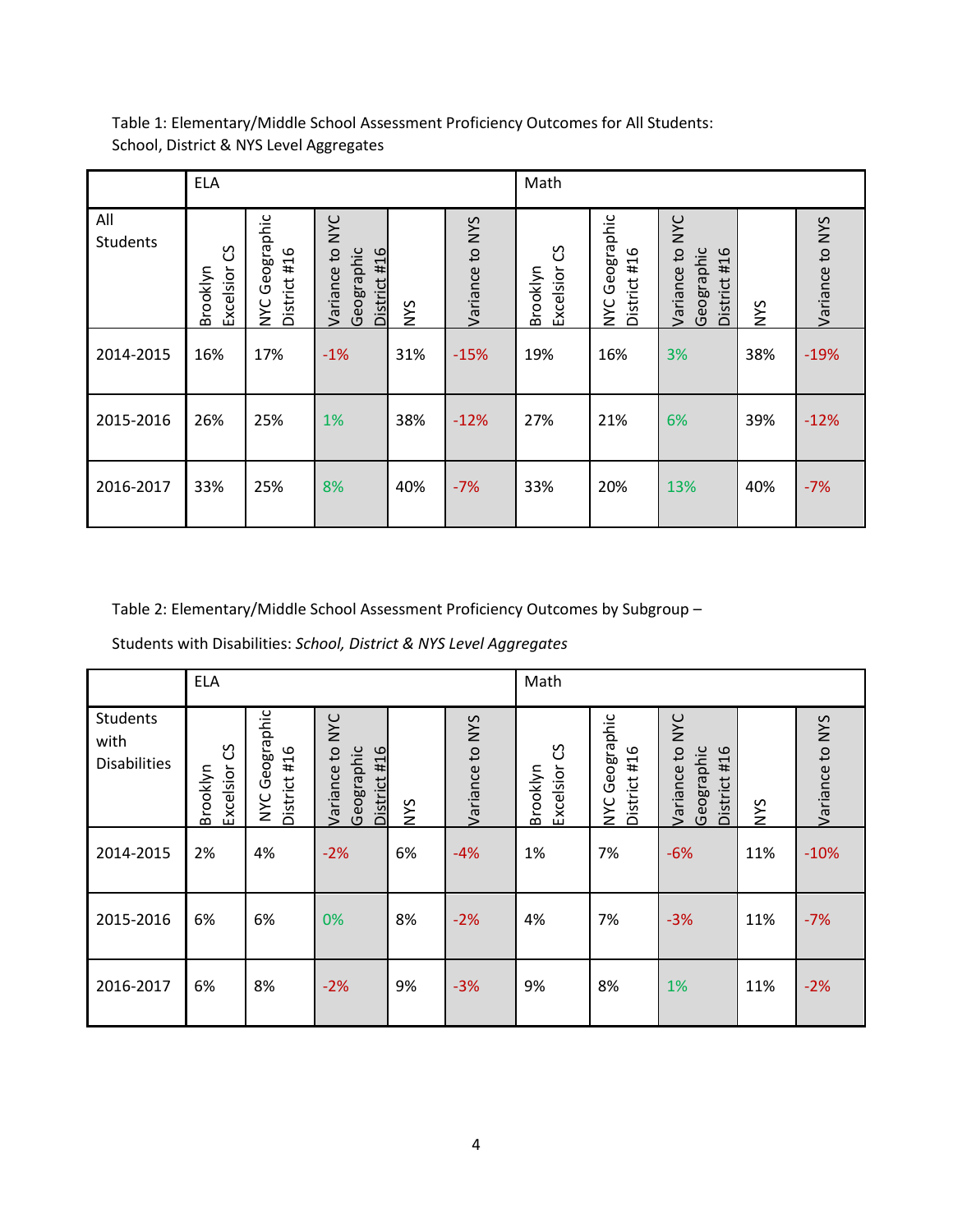Table 1: Elementary/Middle School Assessment Proficiency Outcomes for All Students: School, District & NYS Level Aggregates

| | ELA | | | | | Math | | | | |
|---|---|---|---|---|---|---|---|---|---|---|
| All Students | Brooklyn Excelsior CS | NYC Geographic District #16 | Variance to NYC Geographic District #16 | NYS | Variance to NYS | Brooklyn Excelsior CS | NYC Geographic District #16 | Variance to NYC Geographic District #16 | NYS | Variance to NYS |
| 2014-2015 | 16% | 17% | -1% | 31% | -15% | 19% | 16% | 3% | 38% | -19% |
| 2015-2016 | 26% | 25% | 1% | 38% | -12% | 27% | 21% | 6% | 39% | -12% |
| 2016-2017 | 33% | 25% | 8% | 40% | -7% | 33% | 20% | 13% | 40% | -7% |

Table 2: Elementary/Middle School Assessment Proficiency Outcomes by Subgroup –

Students with Disabilities: *School, District & NYS Level Aggregates*

| | ELA | | | | | Math | | | | |
|---|---|---|---|---|---|---|---|---|---|---|
| Students with Disabilities | Brooklyn Excelsior CS | NYC Geographic District #16 | Variance to NYC Geographic District #16 | NYS | Variance to NYS | Brooklyn Excelsior CS | NYC Geographic District #16 | Variance to NYC Geographic District #16 | NYS | Variance to NYS |
| 2014-2015 | 2% | 4% | -2% | 6% | -4% | 1% | 7% | -6% | 11% | -10% |
| 2015-2016 | 6% | 6% | 0% | 8% | -2% | 4% | 7% | -3% | 11% | -7% |
| 2016-2017 | 6% | 8% | -2% | 9% | -3% | 9% | 8% | 1% | 11% | -2% |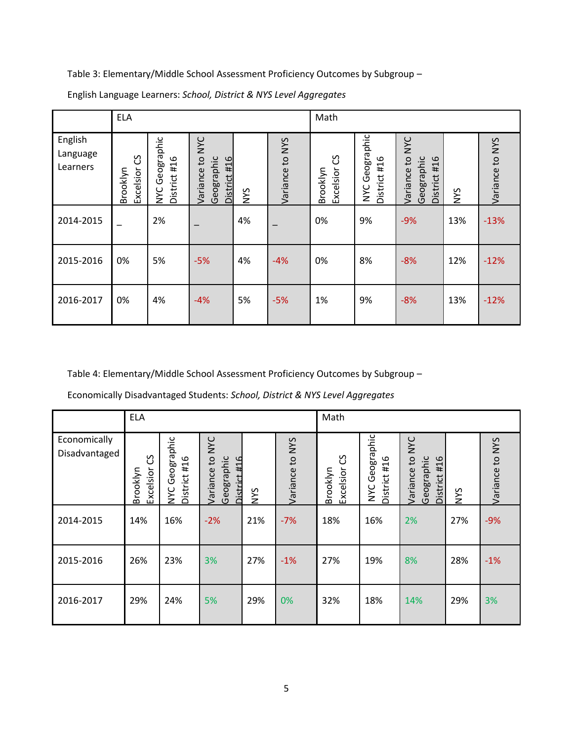Table 3: Elementary/Middle School Assessment Proficiency Outcomes by Subgroup –

English Language Learners: *School, District & NYS Level Aggregates*

| | ELA | | | | | Math | | | | |
|---|---|---|---|---|---|---|---|---|---|---|
| English Language Learners | Brooklyn Excelsior CS | NYC Geographic District #16 | Variance to NYC Geographic District #16 | NYS | Variance to NYS | Brooklyn Excelsior CS | NYC Geographic District #16 | Variance to NYC Geographic District #16 | NYS | Variance to NYS |
| 2014-2015 | _ | 2% | _ | 4% | _ | 0% | 9% | -9% | 13% | -13% |
| 2015-2016 | 0% | 5% | -5% | 4% | -4% | 0% | 8% | -8% | 12% | -12% |
| 2016-2017 | 0% | 4% | -4% | 5% | -5% | 1% | 9% | -8% | 13% | -12% |

Table 4: Elementary/Middle School Assessment Proficiency Outcomes by Subgroup –

Economically Disadvantaged Students: *School, District & NYS Level Aggregates*

| | ELA | | | | | Math | | | | |
|---|---|---|---|---|---|---|---|---|---|---|
| Economically Disadvantaged | Brooklyn Excelsior CS | NYC Geographic District #16 | Variance to NYC Geographic District #16 | NYS | Variance to NYS | Brooklyn Excelsior CS | NYC Geographic District #16 | Variance to NYC Geographic District #16 | NYS | Variance to NYS |
| 2014-2015 | 14% | 16% | -2% | 21% | -7% | 18% | 16% | 2% | 27% | -9% |
| 2015-2016 | 26% | 23% | 3% | 27% | -1% | 27% | 19% | 8% | 28% | -1% |
| 2016-2017 | 29% | 24% | 5% | 29% | 0% | 32% | 18% | 14% | 29% | 3% |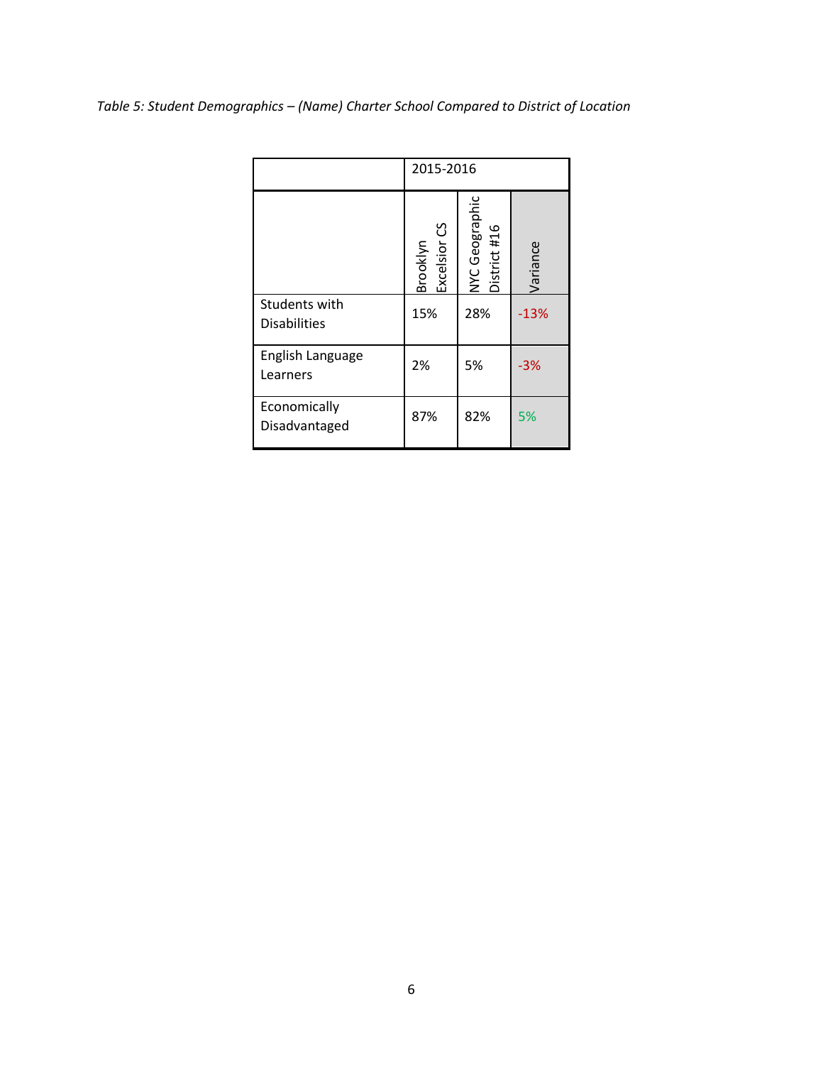*Table 5: Student Demographics – (Name) Charter School Compared to District of Location*

| | 2015-2016 | | |
|---|---|---|---|
| | Brooklyn Excelsior CS | NYC Geographic District #16 | Variance |
| Students with Disabilities | 15% | 28% | -13% |
| English Language Learners | 2% | 5% | -3% |
| Economically Disadvantaged | 87% | 82% | 5% |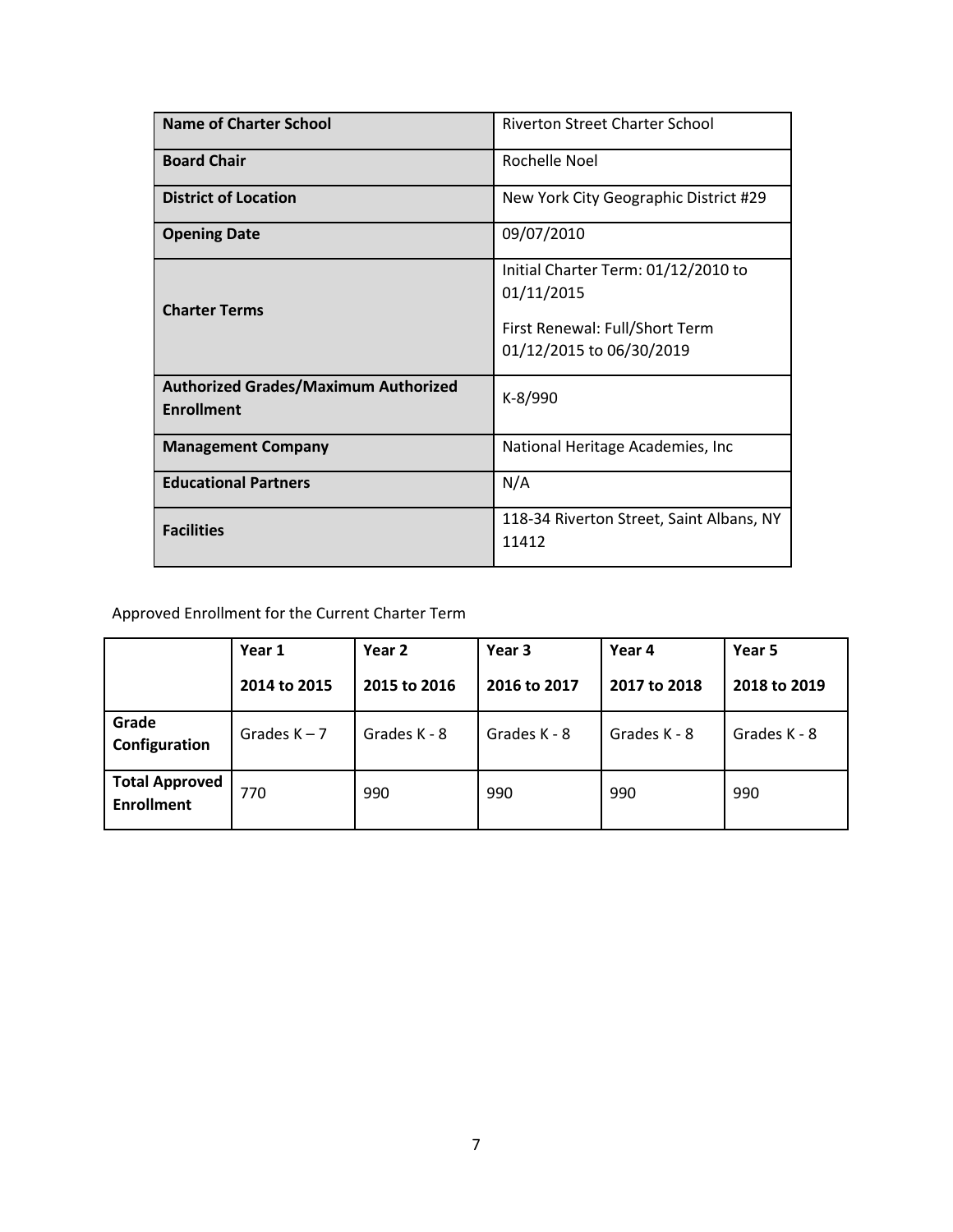| Name of Charter School | Riverton Street Charter School |
|---|---|
| Board Chair | Rochelle Noel |
| District of Location | New York City Geographic District #29 |
| Opening Date | 09/07/2010 |
| Charter Terms | Initial Charter Term: 01/12/2010 to 01/11/2015<br><br>First Renewal: Full/Short Term 01/12/2015 to 06/30/2019 |
| Authorized Grades/Maximum Authorized Enrollment | K-8/990 |
| Management Company | National Heritage Academies, Inc |
| Educational Partners | N/A |
| Facilities | 118-34 Riverton Street, Saint Albans, NY 11412 |

Approved Enrollment for the Current Charter Term

| | Year 1<br>2014 to 2015 | Year 2<br>2015 to 2016 | Year 3<br>2016 to 2017 | Year 4<br>2017 to 2018 | Year 5<br>2018 to 2019 |
|---|---|---|---|---|---|
| **Grade Configuration** | Grades K – 7 | Grades K - 8 | Grades K - 8 | Grades K - 8 | Grades K - 8 |
| **Total Approved Enrollment** | 770 | 990 | 990 | 990 | 990 |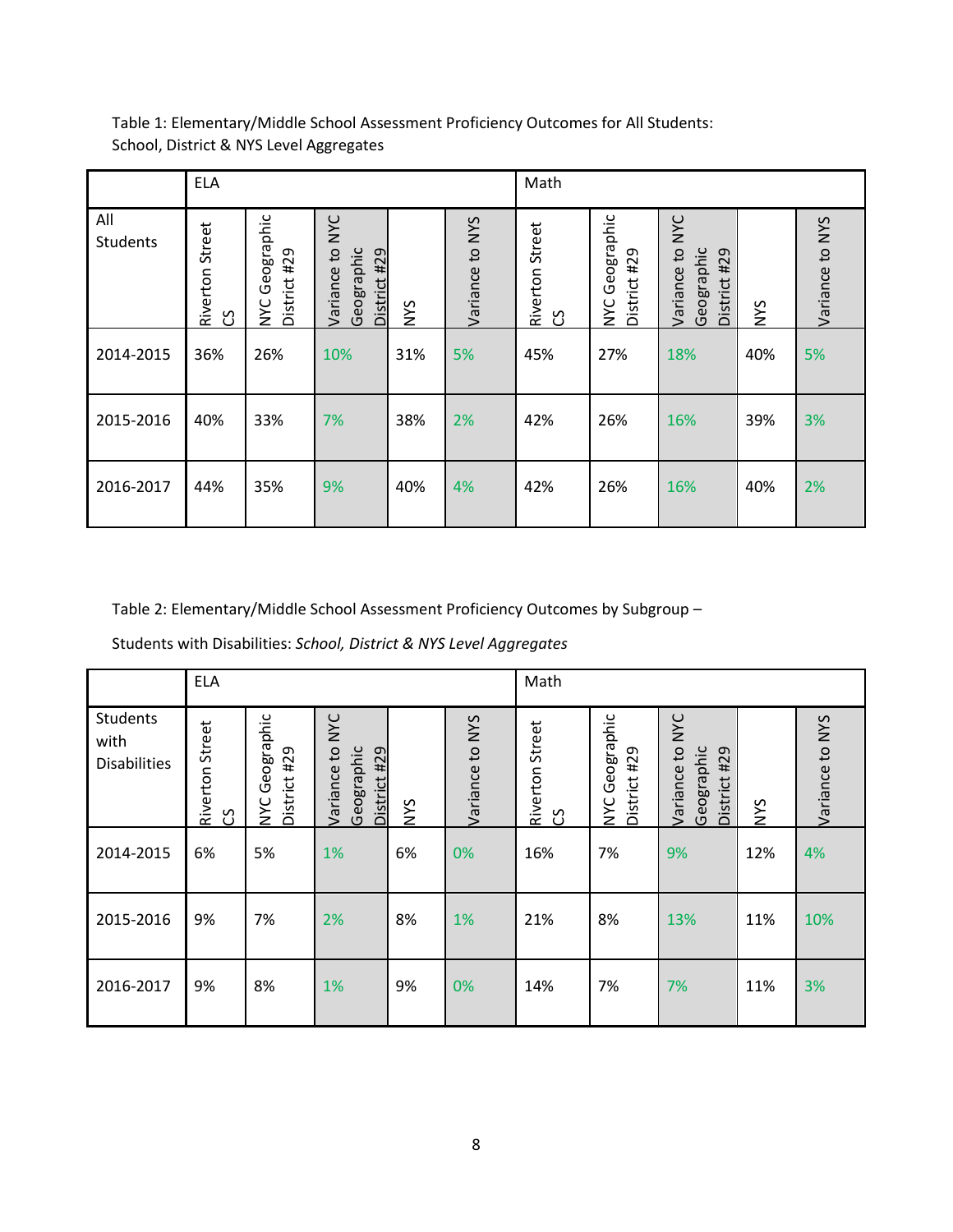Table 1: Elementary/Middle School Assessment Proficiency Outcomes for All Students: School, District & NYS Level Aggregates

| | ELA | | | | | Math | | | | |
|---|---|---|---|---|---|---|---|---|---|---|
| All Students | Riverton Street CS | NYC Geographic District #29 | Variance to NYC Geographic District #29 | NYS | Variance to NYS | Riverton Street CS | NYC Geographic District #29 | Variance to NYC Geographic District #29 | NYS | Variance to NYS |
| 2014-2015 | 36% | 26% | 10% | 31% | 5% | 45% | 27% | 18% | 40% | 5% |
| 2015-2016 | 40% | 33% | 7% | 38% | 2% | 42% | 26% | 16% | 39% | 3% |
| 2016-2017 | 44% | 35% | 9% | 40% | 4% | 42% | 26% | 16% | 40% | 2% |

Table 2: Elementary/Middle School Assessment Proficiency Outcomes by Subgroup –

Students with Disabilities: *School, District & NYS Level Aggregates*

| | ELA | | | | | Math | | | | |
|---|---|---|---|---|---|---|---|---|---|---|
| Students with Disabilities | Riverton Street CS | NYC Geographic District #29 | Variance to NYC Geographic District #29 | NYS | Variance to NYS | Riverton Street CS | NYC Geographic District #29 | Variance to NYC Geographic District #29 | NYS | Variance to NYS |
| 2014-2015 | 6% | 5% | 1% | 6% | 0% | 16% | 7% | 9% | 12% | 4% |
| 2015-2016 | 9% | 7% | 2% | 8% | 1% | 21% | 8% | 13% | 11% | 10% |
| 2016-2017 | 9% | 8% | 1% | 9% | 0% | 14% | 7% | 7% | 11% | 3% |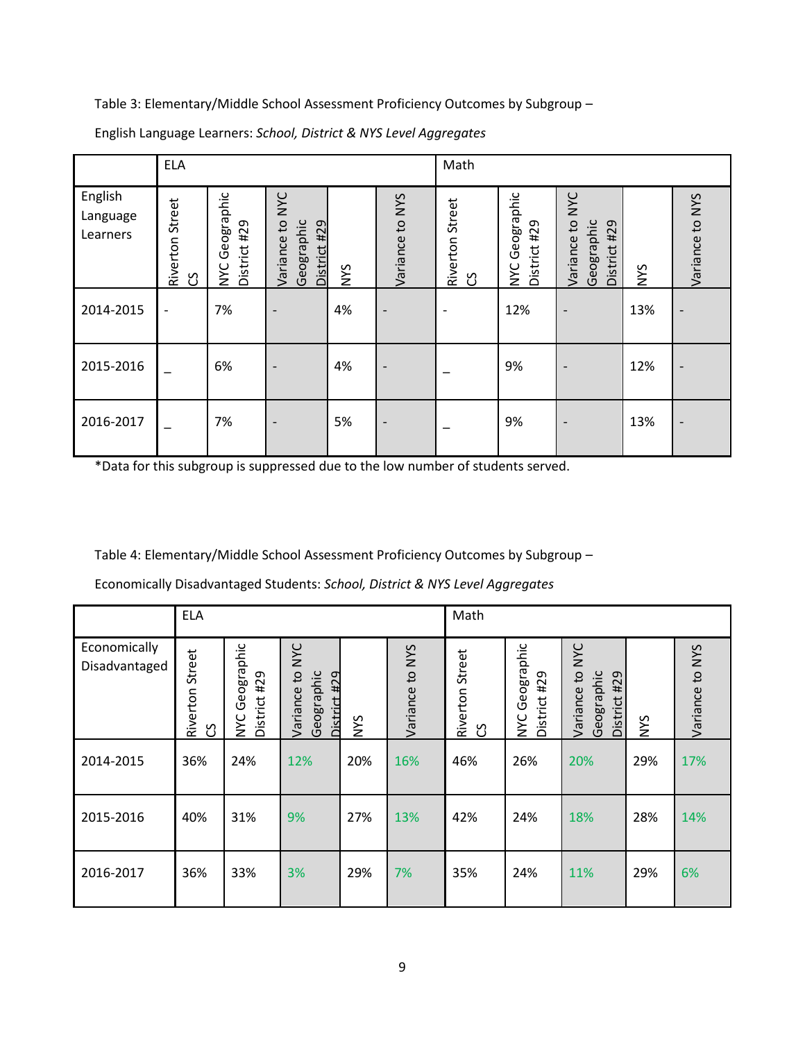Table 3: Elementary/Middle School Assessment Proficiency Outcomes by Subgroup –

English Language Learners: *School, District & NYS Level Aggregates*

| | ELA | | | | | Math | | | | |
|---|---|---|---|---|---|---|---|---|---|---|
| English Language Learners | Riverton Street CS | NYC Geographic District #29 | Variance to NYC Geographic District #29 | NYS | Variance to NYS | Riverton Street CS | NYC Geographic District #29 | Variance to NYC Geographic District #29 | NYS | Variance to NYS |
| 2014-2015 | - | 7% | - | 4% | - | - | 12% | - | 13% | - |
| 2015-2016 | _ | 6% | - | 4% | - | _ | 9% | - | 12% | - |
| 2016-2017 | _ | 7% | - | 5% | - | _ | 9% | - | 13% | - |

*Data for this subgroup is suppressed due to the low number of students served.

Table 4: Elementary/Middle School Assessment Proficiency Outcomes by Subgroup –

Economically Disadvantaged Students: *School, District & NYS Level Aggregates*

| | ELA | | | | | Math | | | | |
|---|---|---|---|---|---|---|---|---|---|---|
| Economically Disadvantaged | Riverton Street CS | NYC Geographic District #29 | Variance to NYC Geographic District #29 | NYS | Variance to NYS | Riverton Street CS | NYC Geographic District #29 | Variance to NYC Geographic District #29 | NYS | Variance to NYS |
| 2014-2015 | 36% | 24% | 12% | 20% | 16% | 46% | 26% | 20% | 29% | 17% |
| 2015-2016 | 40% | 31% | 9% | 27% | 13% | 42% | 24% | 18% | 28% | 14% |
| 2016-2017 | 36% | 33% | 3% | 29% | 7% | 35% | 24% | 11% | 29% | 6% |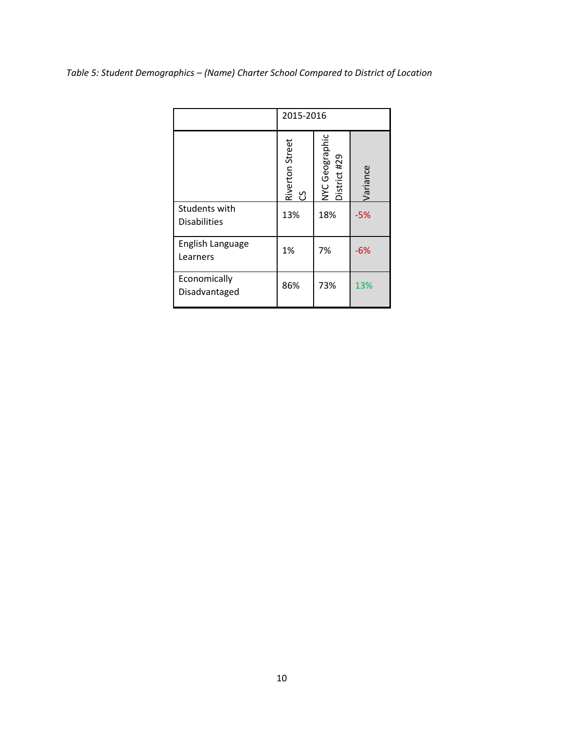*Table 5: Student Demographics – (Name) Charter School Compared to District of Location*

| | 2015-2016 | | |
|---|---|---|---|
| | Riverton Street CS | NYC Geographic District #29 | Variance |
| Students with Disabilities | 13% | 18% | -5% |
| English Language Learners | 1% | 7% | -6% |
| Economically Disadvantaged | 86% | 73% | 13% |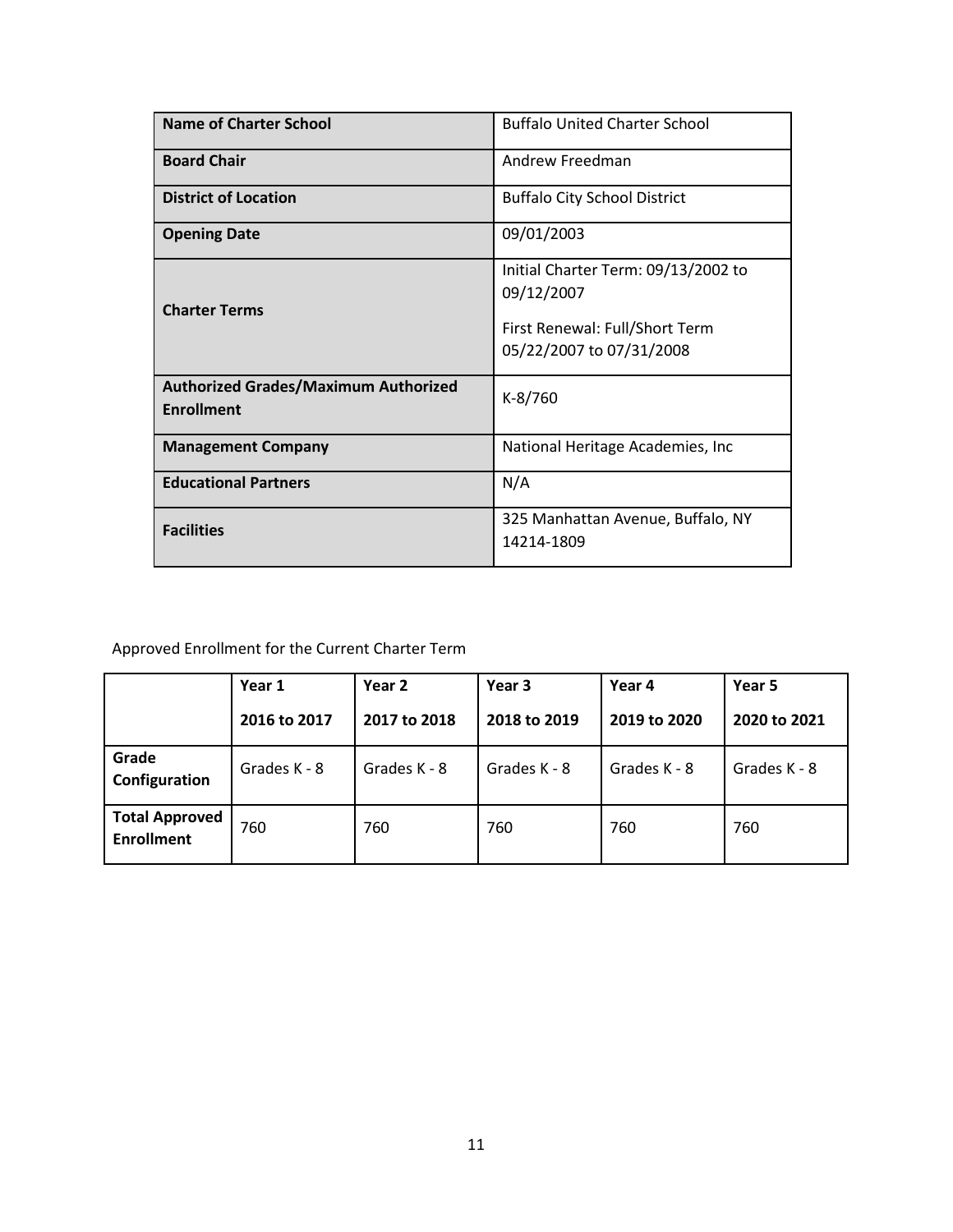| Name of Charter School | Buffalo United Charter School |
|---|---|
| Board Chair | Andrew Freedman |
| District of Location | Buffalo City School District |
| Opening Date | 09/01/2003 |
| Charter Terms | Initial Charter Term: 09/13/2002 to 09/12/2007<br><br>First Renewal: Full/Short Term 05/22/2007 to 07/31/2008 |
| Authorized Grades/Maximum Authorized Enrollment | K-8/760 |
| Management Company | National Heritage Academies, Inc |
| Educational Partners | N/A |
| Facilities | 325 Manhattan Avenue, Buffalo, NY 14214-1809 |

Approved Enrollment for the Current Charter Term

| | Year 1<br><br>2016 to 2017 | Year 2<br><br>2017 to 2018 | Year 3<br><br>2018 to 2019 | Year 4<br><br>2019 to 2020 | Year 5<br><br>2020 to 2021 |
|---|---|---|---|---|---|
| **Grade Configuration** | Grades K - 8 | Grades K - 8 | Grades K - 8 | Grades K - 8 | Grades K - 8 |
| **Total Approved Enrollment** | 760 | 760 | 760 | 760 | 760 |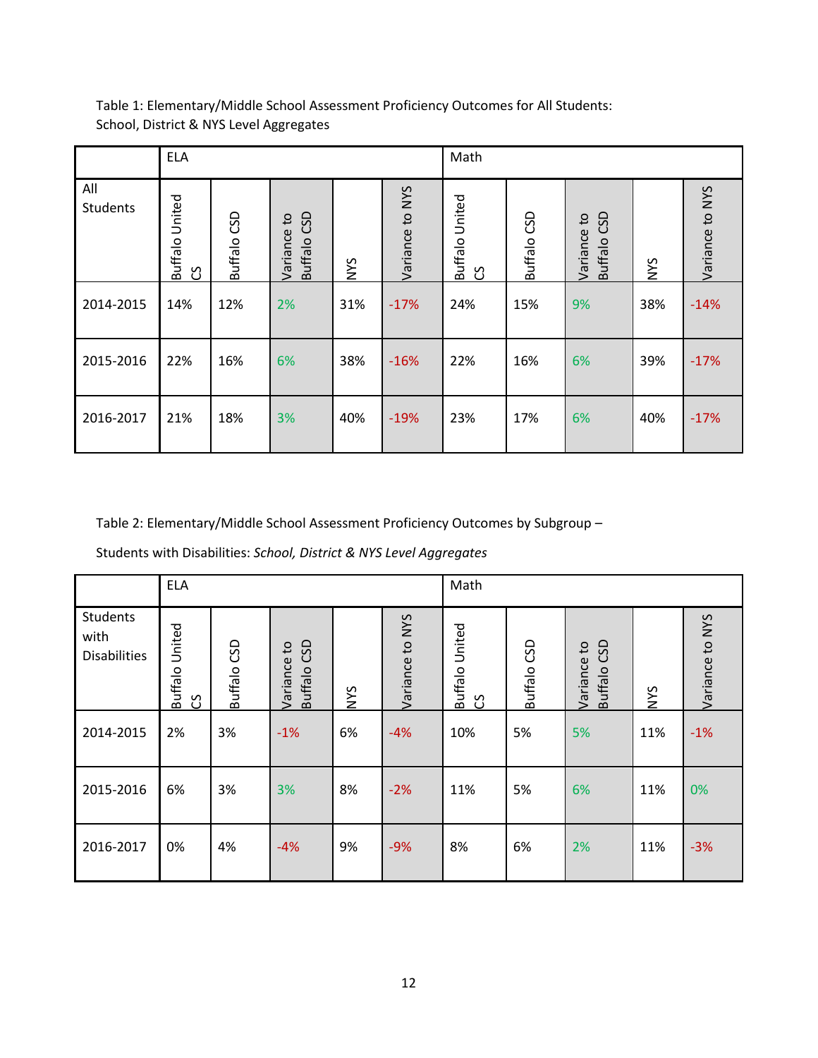Table 1: Elementary/Middle School Assessment Proficiency Outcomes for All Students: School, District & NYS Level Aggregates

| | ELA | | | | | Math | | | | |
|---|---|---|---|---|---|---|---|---|---|---|
| All Students | Buffalo United CS | Buffalo CSD | Variance to Buffalo CSD | NYS | Variance to NYS | Buffalo United CS | Buffalo CSD | Variance to Buffalo CSD | NYS | Variance to NYS |
| 2014-2015 | 14% | 12% | 2% | 31% | -17% | 24% | 15% | 9% | 38% | -14% |
| 2015-2016 | 22% | 16% | 6% | 38% | -16% | 22% | 16% | 6% | 39% | -17% |
| 2016-2017 | 21% | 18% | 3% | 40% | -19% | 23% | 17% | 6% | 40% | -17% |

Table 2: Elementary/Middle School Assessment Proficiency Outcomes by Subgroup –

Students with Disabilities: *School, District & NYS Level Aggregates*

| | ELA | | | | | Math | | | | |
|---|---|---|---|---|---|---|---|---|---|---|
| Students with Disabilities | Buffalo United CS | Buffalo CSD | Variance to Buffalo CSD | NYS | Variance to NYS | Buffalo United CS | Buffalo CSD | Variance to Buffalo CSD | NYS | Variance to NYS |
| 2014-2015 | 2% | 3% | -1% | 6% | -4% | 10% | 5% | 5% | 11% | -1% |
| 2015-2016 | 6% | 3% | 3% | 8% | -2% | 11% | 5% | 6% | 11% | 0% |
| 2016-2017 | 0% | 4% | -4% | 9% | -9% | 8% | 6% | 2% | 11% | -3% |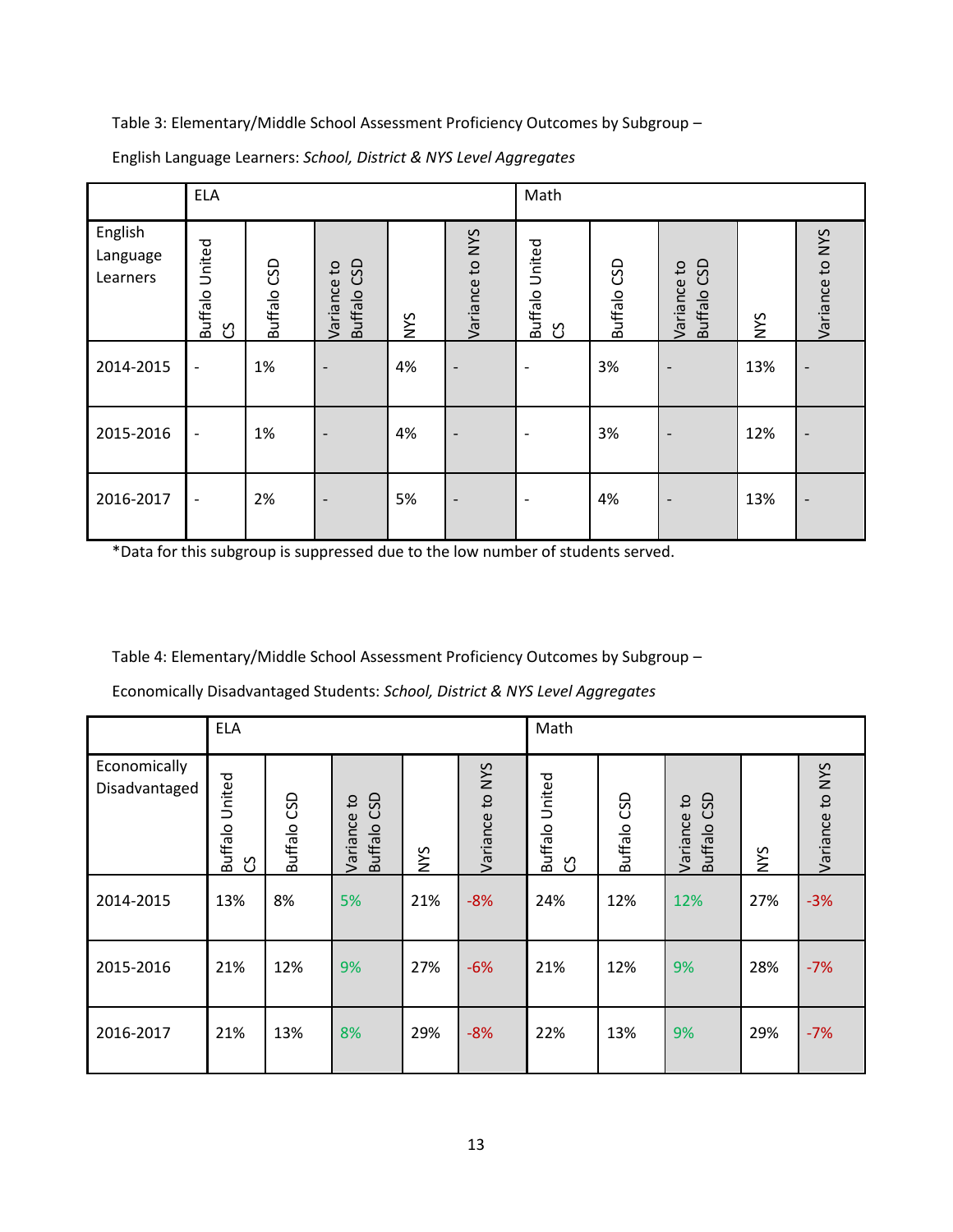Table 3: Elementary/Middle School Assessment Proficiency Outcomes by Subgroup –

English Language Learners: *School, District & NYS Level Aggregates*

| | ELA | | | | | Math | | | | |
|---|---|---|---|---|---|---|---|---|---|---|
| English Language Learners | Buffalo United CS | Buffalo CSD | Variance to Buffalo CSD | NYS | Variance to NYS | Buffalo United CS | Buffalo CSD | Variance to Buffalo CSD | NYS | Variance to NYS |
| 2014-2015 | - | 1% | - | 4% | - | - | 3% | - | 13% | - |
| 2015-2016 | - | 1% | - | 4% | - | - | 3% | - | 12% | - |
| 2016-2017 | - | 2% | - | 5% | - | - | 4% | - | 13% | - |

*Data for this subgroup is suppressed due to the low number of students served.

Table 4: Elementary/Middle School Assessment Proficiency Outcomes by Subgroup –

Economically Disadvantaged Students: *School, District & NYS Level Aggregates*

| | ELA | | | | | Math | | | | |
|---|---|---|---|---|---|---|---|---|---|---|
| Economically Disadvantaged | Buffalo United CS | Buffalo CSD | Variance to Buffalo CSD | NYS | Variance to NYS | Buffalo United CS | Buffalo CSD | Variance to Buffalo CSD | NYS | Variance to NYS |
| 2014-2015 | 13% | 8% | 5% | 21% | -8% | 24% | 12% | 12% | 27% | -3% |
| 2015-2016 | 21% | 12% | 9% | 27% | -6% | 21% | 12% | 9% | 28% | -7% |
| 2016-2017 | 21% | 13% | 8% | 29% | -8% | 22% | 13% | 9% | 29% | -7% |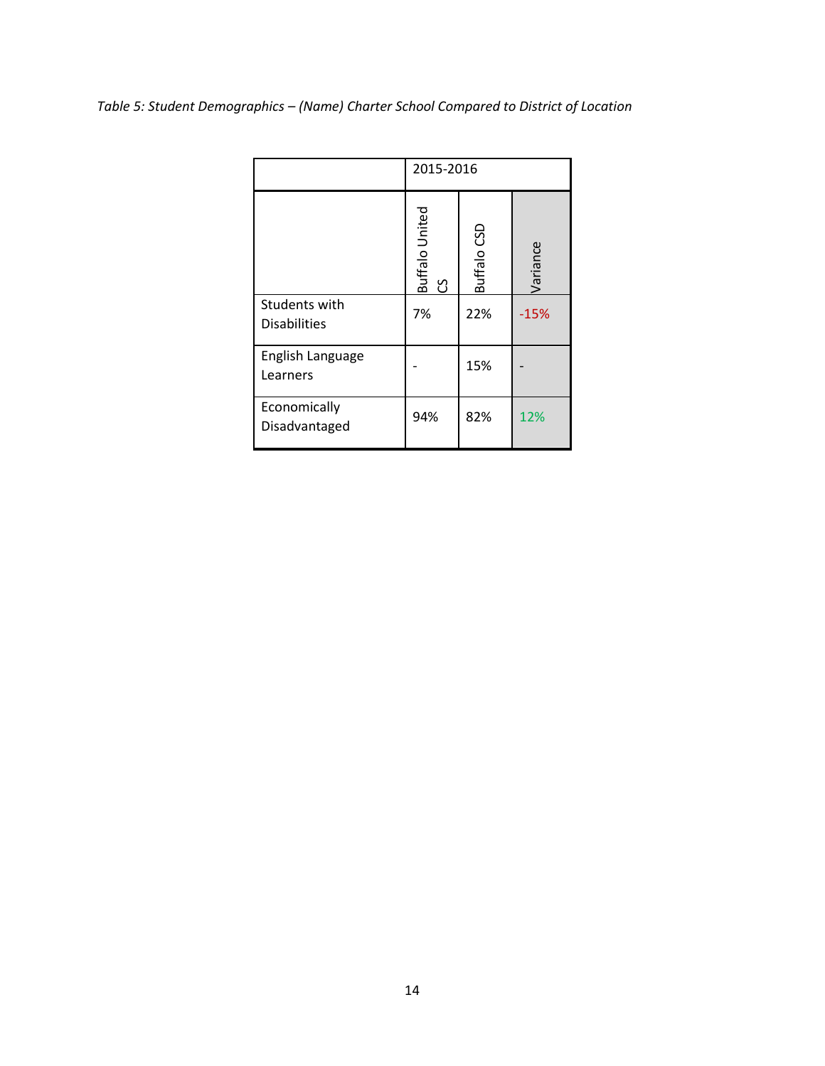*Table 5: Student Demographics – (Name) Charter School Compared to District of Location*

| | 2015-2016 | | |
|---|---|---|---|
| | Buffalo United CS | Buffalo CSD | Variance |
| Students with Disabilities | 7% | 22% | -15% |
| English Language Learners | - | 15% | - |
| Economically Disadvantaged | 94% | 82% | 12% |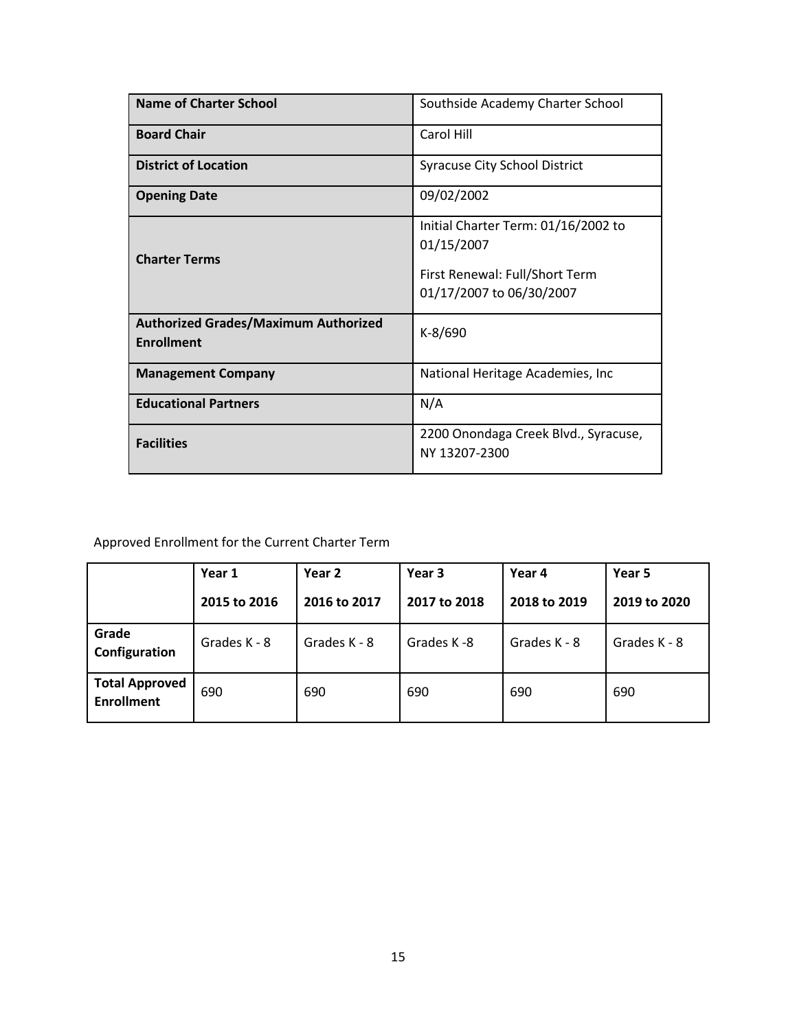| Name of Charter School | Southside Academy Charter School |
| --- | --- |
| **Board Chair** | Carol Hill |
| **District of Location** | Syracuse City School District |
| **Opening Date** | 09/02/2002 |
| **Charter Terms** | Initial Charter Term: 01/16/2002 to 01/15/2007<br><br>First Renewal: Full/Short Term 01/17/2007 to 06/30/2007 |
| **Authorized Grades/Maximum Authorized Enrollment** | K-8/690 |
| **Management Company** | National Heritage Academies, Inc |
| **Educational Partners** | N/A |
| **Facilities** | 2200 Onondaga Creek Blvd., Syracuse, NY 13207-2300 |

Approved Enrollment for the Current Charter Term

| | Year 1<br>2015 to 2016 | Year 2<br>2016 to 2017 | Year 3<br>2017 to 2018 | Year 4<br>2018 to 2019 | Year 5<br>2019 to 2020 |
| --- | --- | --- | --- | --- | --- |
| **Grade Configuration** | Grades K - 8 | Grades K - 8 | Grades K -8 | Grades K - 8 | Grades K - 8 |
| **Total Approved Enrollment** | 690 | 690 | 690 | 690 | 690 |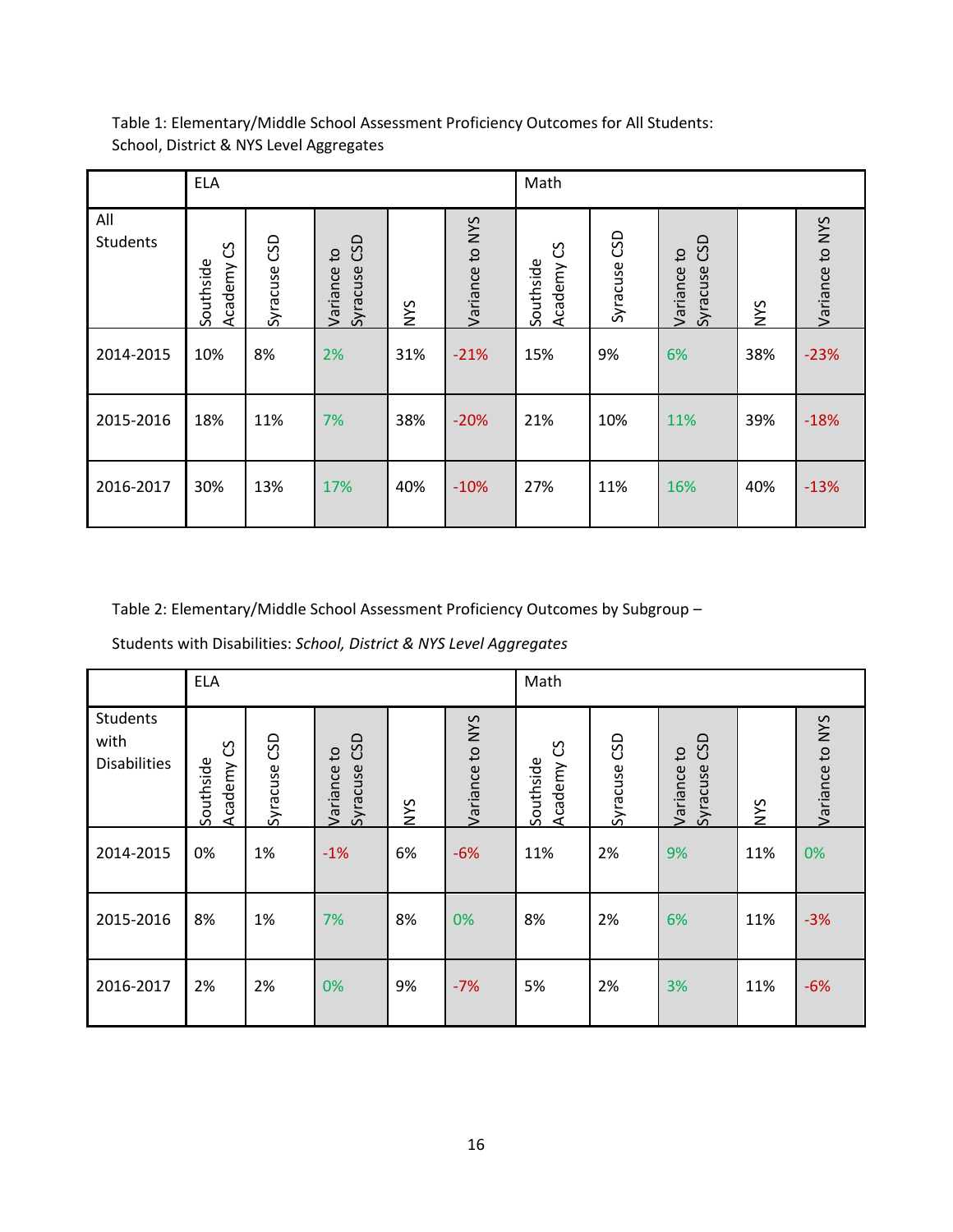Table 1: Elementary/Middle School Assessment Proficiency Outcomes for All Students: School, District & NYS Level Aggregates

| | ELA | | | | | Math | | | | |
|---|---|---|---|---|---|---|---|---|---|---|
| All Students | Southside Academy CS | Syracuse CSD | Variance to Syracuse CSD | NYS | Variance to NYS | Southside Academy CS | Syracuse CSD | Variance to Syracuse CSD | NYS | Variance to NYS |
| 2014-2015 | 10% | 8% | 2% | 31% | -21% | 15% | 9% | 6% | 38% | -23% |
| 2015-2016 | 18% | 11% | 7% | 38% | -20% | 21% | 10% | 11% | 39% | -18% |
| 2016-2017 | 30% | 13% | 17% | 40% | -10% | 27% | 11% | 16% | 40% | -13% |

Table 2: Elementary/Middle School Assessment Proficiency Outcomes by Subgroup – Students with Disabilities: *School, District & NYS Level Aggregates*

| | ELA | | | | | Math | | | | |
|---|---|---|---|---|---|---|---|---|---|---|
| Students with Disabilities | Southside Academy CS | Syracuse CSD | Variance to Syracuse CSD | NYS | Variance to NYS | Southside Academy CS | Syracuse CSD | Variance to Syracuse CSD | NYS | Variance to NYS |
| 2014-2015 | 0% | 1% | -1% | 6% | -6% | 11% | 2% | 9% | 11% | 0% |
| 2015-2016 | 8% | 1% | 7% | 8% | 0% | 8% | 2% | 6% | 11% | -3% |
| 2016-2017 | 2% | 2% | 0% | 9% | -7% | 5% | 2% | 3% | 11% | -6% |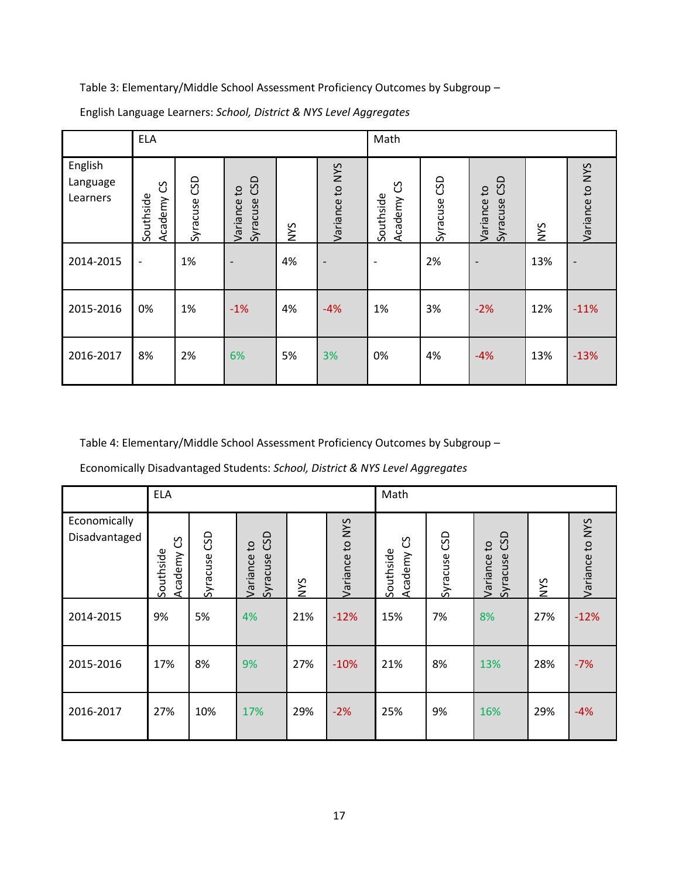Table 3: Elementary/Middle School Assessment Proficiency Outcomes by Subgroup –

English Language Learners: *School, District & NYS Level Aggregates*

| | ELA | | | | | Math | | | | |
|---|---|---|---|---|---|---|---|---|---|---|
| English Language Learners | Southside Academy CS | Syracuse CSD | Variance to Syracuse CSD | NYS | Variance to NYS | Southside Academy CS | Syracuse CSD | Variance to Syracuse CSD | NYS | Variance to NYS |
| 2014-2015 | - | 1% | - | 4% | - | - | 2% | - | 13% | - |
| 2015-2016 | 0% | 1% | -1% | 4% | -4% | 1% | 3% | -2% | 12% | -11% |
| 2016-2017 | 8% | 2% | 6% | 5% | 3% | 0% | 4% | -4% | 13% | -13% |

Table 4: Elementary/Middle School Assessment Proficiency Outcomes by Subgroup –

Economically Disadvantaged Students: *School, District & NYS Level Aggregates*

| | ELA | | | | | Math | | | | |
|---|---|---|---|---|---|---|---|---|---|---|
| Economically Disadvantaged | Southside Academy CS | Syracuse CSD | Variance to Syracuse CSD | NYS | Variance to NYS | Southside Academy CS | Syracuse CSD | Variance to Syracuse CSD | NYS | Variance to NYS |
| 2014-2015 | 9% | 5% | 4% | 21% | -12% | 15% | 7% | 8% | 27% | -12% |
| 2015-2016 | 17% | 8% | 9% | 27% | -10% | 21% | 8% | 13% | 28% | -7% |
| 2016-2017 | 27% | 10% | 17% | 29% | -2% | 25% | 9% | 16% | 29% | -4% |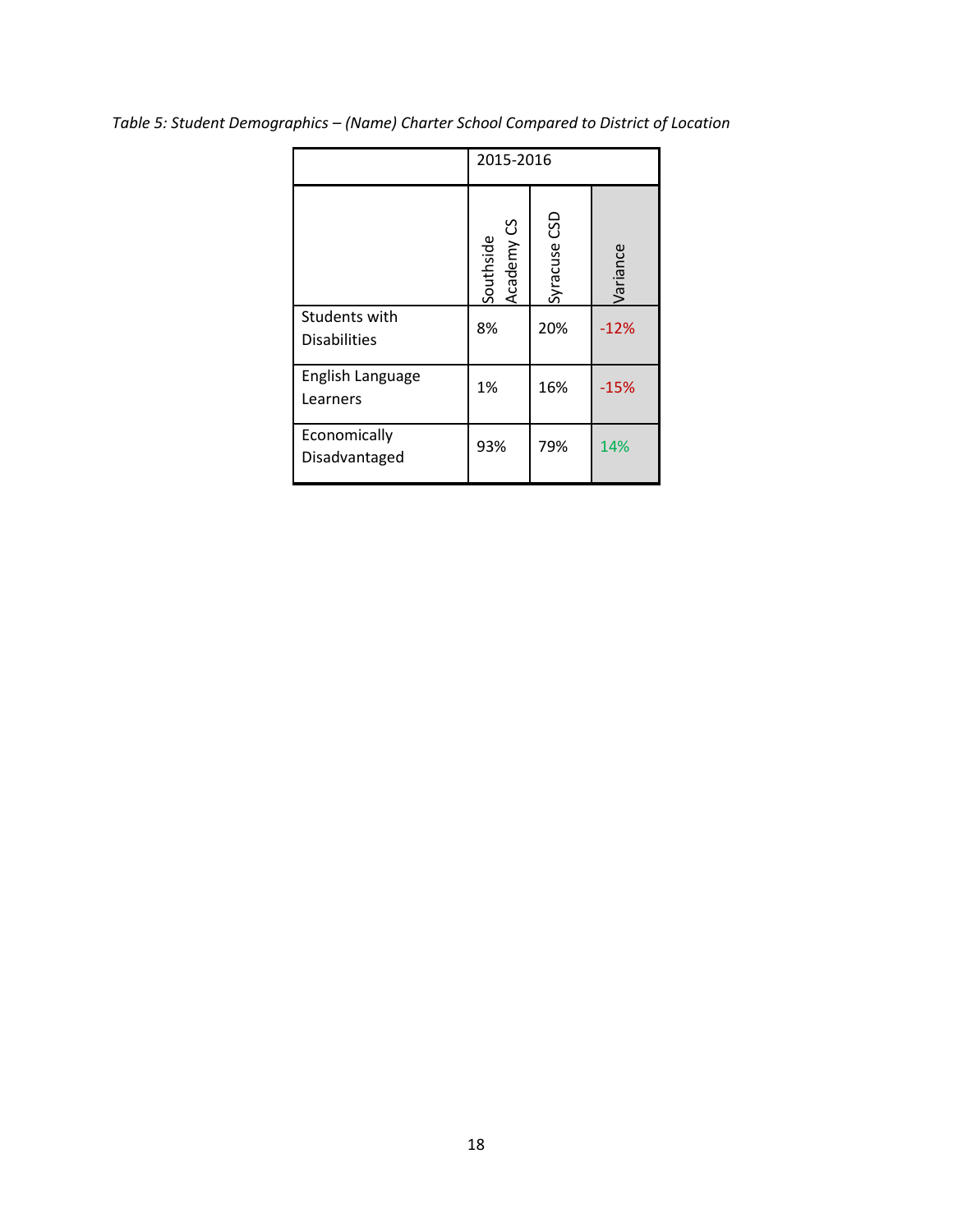*Table 5: Student Demographics – (Name) Charter School Compared to District of Location*

| | 2015-2016 | | |
|---|---|---|---|
| | Southside Academy CS | Syracuse CSD | Variance |
| Students with Disabilities | 8% | 20% | -12% |
| English Language Learners | 1% | 16% | -15% |
| Economically Disadvantaged | 93% | 79% | 14% |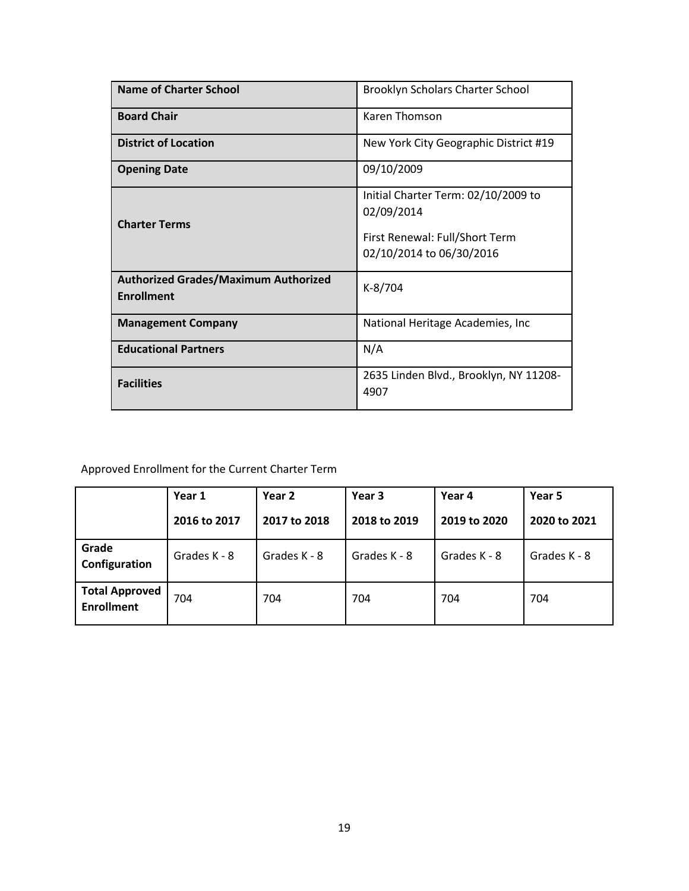| Name of Charter School | Brooklyn Scholars Charter School |
|---|---|
| **Board Chair** | Karen Thomson |
| **District of Location** | New York City Geographic District #19 |
| **Opening Date** | 09/10/2009 |
| **Charter Terms** | Initial Charter Term: 02/10/2009 to 02/09/2014<br><br>First Renewal: Full/Short Term 02/10/2014 to 06/30/2016 |
| **Authorized Grades/Maximum Authorized Enrollment** | K-8/704 |
| **Management Company** | National Heritage Academies, Inc |
| **Educational Partners** | N/A |
| **Facilities** | 2635 Linden Blvd., Brooklyn, NY 11208-4907 |

Approved Enrollment for the Current Charter Term

| | Year 1<br><br>2016 to 2017 | Year 2<br><br>2017 to 2018 | Year 3<br><br>2018 to 2019 | Year 4<br><br>2019 to 2020 | Year 5<br><br>2020 to 2021 |
|---|---|---|---|---|---|
| **Grade Configuration** | Grades K - 8 | Grades K - 8 | Grades K - 8 | Grades K - 8 | Grades K - 8 |
| **Total Approved Enrollment** | 704 | 704 | 704 | 704 | 704 |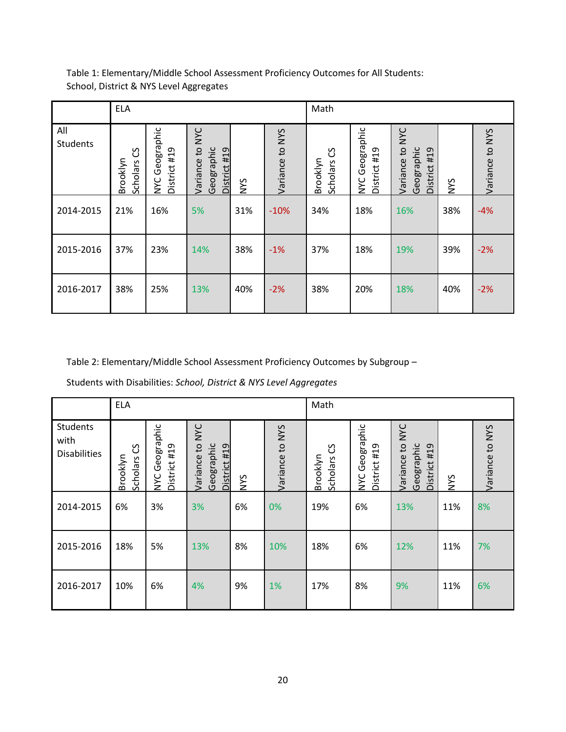Table 1: Elementary/Middle School Assessment Proficiency Outcomes for All Students: School, District & NYS Level Aggregates

| | ELA | | | | | Math | | | | |
|---|---|---|---|---|---|---|---|---|---|---|
| All Students | Brooklyn Scholars CS | NYC Geographic District #19 | Variance to NYC Geographic District #19 | NYS | Variance to NYS | Brooklyn Scholars CS | NYC Geographic District #19 | Variance to NYC Geographic District #19 | NYS | Variance to NYS |
| 2014-2015 | 21% | 16% | 5% | 31% | -10% | 34% | 18% | 16% | 38% | -4% |
| 2015-2016 | 37% | 23% | 14% | 38% | -1% | 37% | 18% | 19% | 39% | -2% |
| 2016-2017 | 38% | 25% | 13% | 40% | -2% | 38% | 20% | 18% | 40% | -2% |

Table 2: Elementary/Middle School Assessment Proficiency Outcomes by Subgroup –

Students with Disabilities: *School, District & NYS Level Aggregates*

| | ELA | | | | | Math | | | | |
|---|---|---|---|---|---|---|---|---|---|---|
| Students with Disabilities | Brooklyn Scholars CS | NYC Geographic District #19 | Variance to NYC Geographic District #19 | NYS | Variance to NYS | Brooklyn Scholars CS | NYC Geographic District #19 | Variance to NYC Geographic District #19 | NYS | Variance to NYS |
| 2014-2015 | 6% | 3% | 3% | 6% | 0% | 19% | 6% | 13% | 11% | 8% |
| 2015-2016 | 18% | 5% | 13% | 8% | 10% | 18% | 6% | 12% | 11% | 7% |
| 2016-2017 | 10% | 6% | 4% | 9% | 1% | 17% | 8% | 9% | 11% | 6% |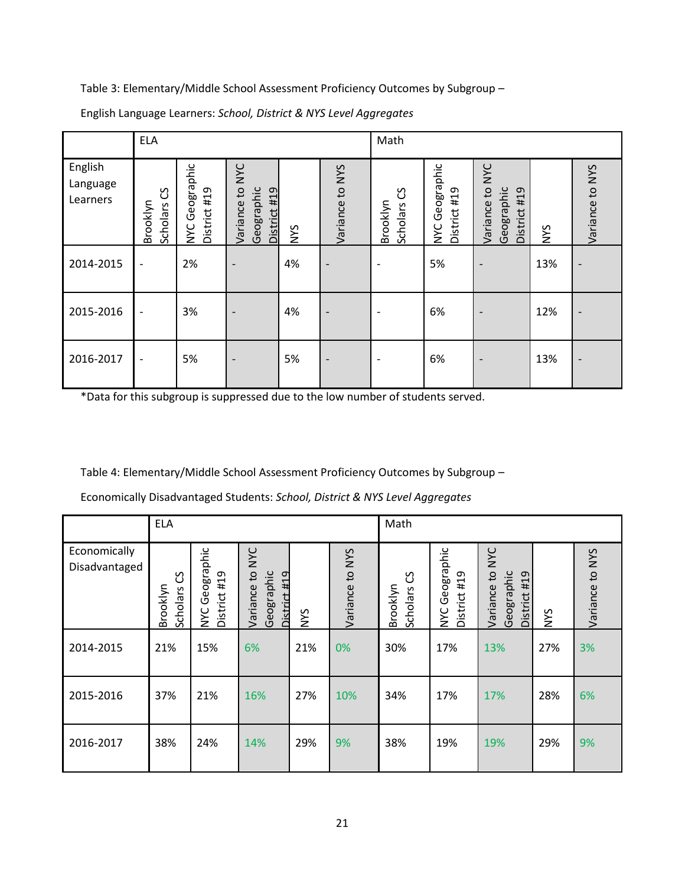Table 3: Elementary/Middle School Assessment Proficiency Outcomes by Subgroup –

English Language Learners: *School, District & NYS Level Aggregates*

| | ELA | | | | | Math | | | | |
|---|---|---|---|---|---|---|---|---|---|---|
| English Language Learners | Brooklyn Scholars CS | NYC Geographic District #19 | Variance to NYC Geographic District #19 | NYS | Variance to NYS | Brooklyn Scholars CS | NYC Geographic District #19 | Variance to NYC Geographic District #19 | NYS | Variance to NYS |
| 2014-2015 | - | 2% | - | 4% | - | - | 5% | - | 13% | - |
| 2015-2016 | - | 3% | - | 4% | - | - | 6% | - | 12% | - |
| 2016-2017 | - | 5% | - | 5% | - | - | 6% | - | 13% | - |

*Data for this subgroup is suppressed due to the low number of students served.

Table 4: Elementary/Middle School Assessment Proficiency Outcomes by Subgroup –

Economically Disadvantaged Students: *School, District & NYS Level Aggregates*

| | ELA | | | | | Math | | | | |
|---|---|---|---|---|---|---|---|---|---|---|
| Economically Disadvantaged | Brooklyn Scholars CS | NYC Geographic District #19 | Variance to NYC Geographic District #19 | NYS | Variance to NYS | Brooklyn Scholars CS | NYC Geographic District #19 | Variance to NYC Geographic District #19 | NYS | Variance to NYS |
| 2014-2015 | 21% | 15% | 6% | 21% | 0% | 30% | 17% | 13% | 27% | 3% |
| 2015-2016 | 37% | 21% | 16% | 27% | 10% | 34% | 17% | 17% | 28% | 6% |
| 2016-2017 | 38% | 24% | 14% | 29% | 9% | 38% | 19% | 19% | 29% | 9% |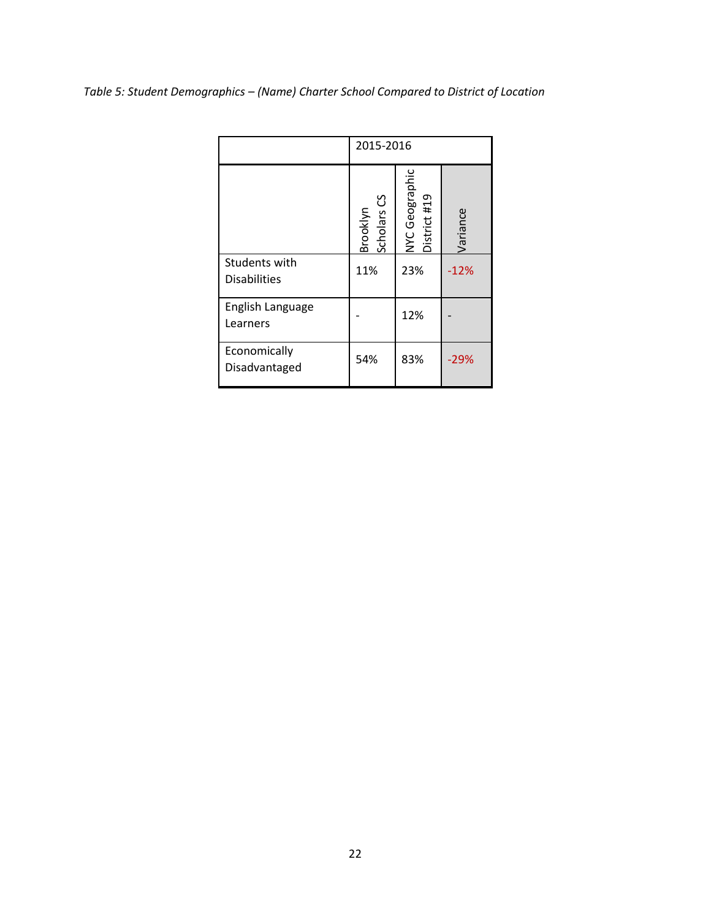*Table 5: Student Demographics – (Name) Charter School Compared to District of Location*

| | 2015-2016 | | |
|---|---|---|---|
| | Brooklyn Scholars CS | NYC Geographic District #19 | Variance |
| Students with Disabilities | 11% | 23% | -12% |
| English Language Learners | - | 12% | - |
| Economically Disadvantaged | 54% | 83% | -29% |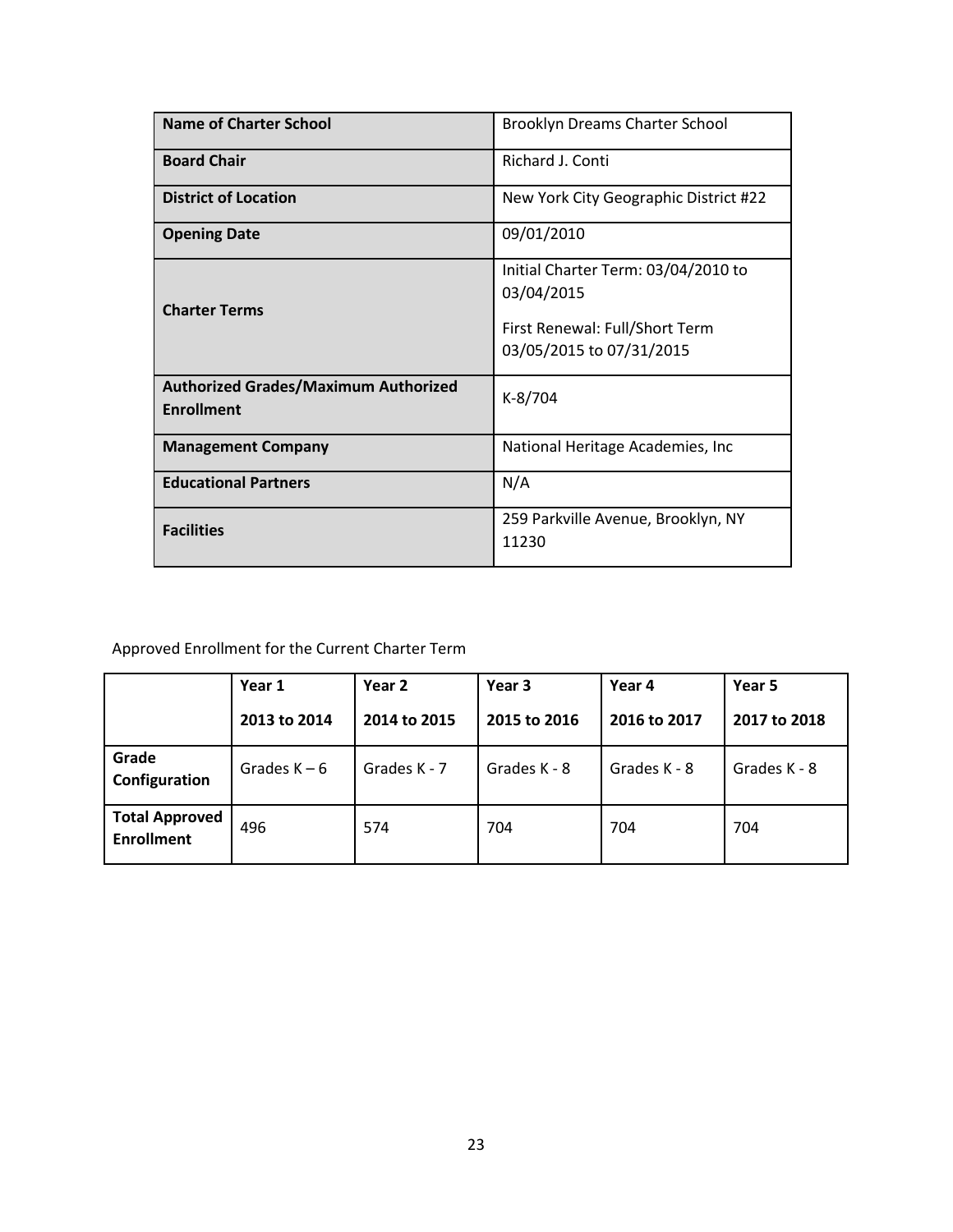| Name of Charter School | Brooklyn Dreams Charter School |
|---|---|
| **Board Chair** | Richard J. Conti |
| **District of Location** | New York City Geographic District #22 |
| **Opening Date** | 09/01/2010 |
| **Charter Terms** | Initial Charter Term: 03/04/2010 to 03/04/2015<br><br>First Renewal: Full/Short Term 03/05/2015 to 07/31/2015 |
| **Authorized Grades/Maximum Authorized Enrollment** | K-8/704 |
| **Management Company** | National Heritage Academies, Inc |
| **Educational Partners** | N/A |
| **Facilities** | 259 Parkville Avenue, Brooklyn, NY 11230 |

Approved Enrollment for the Current Charter Term

| | Year 1<br>2013 to 2014 | Year 2<br>2014 to 2015 | Year 3<br>2015 to 2016 | Year 4<br>2016 to 2017 | Year 5<br>2017 to 2018 |
|---|---|---|---|---|---|
| **Grade Configuration** | Grades K – 6 | Grades K - 7 | Grades K - 8 | Grades K - 8 | Grades K - 8 |
| **Total Approved Enrollment** | 496 | 574 | 704 | 704 | 704 |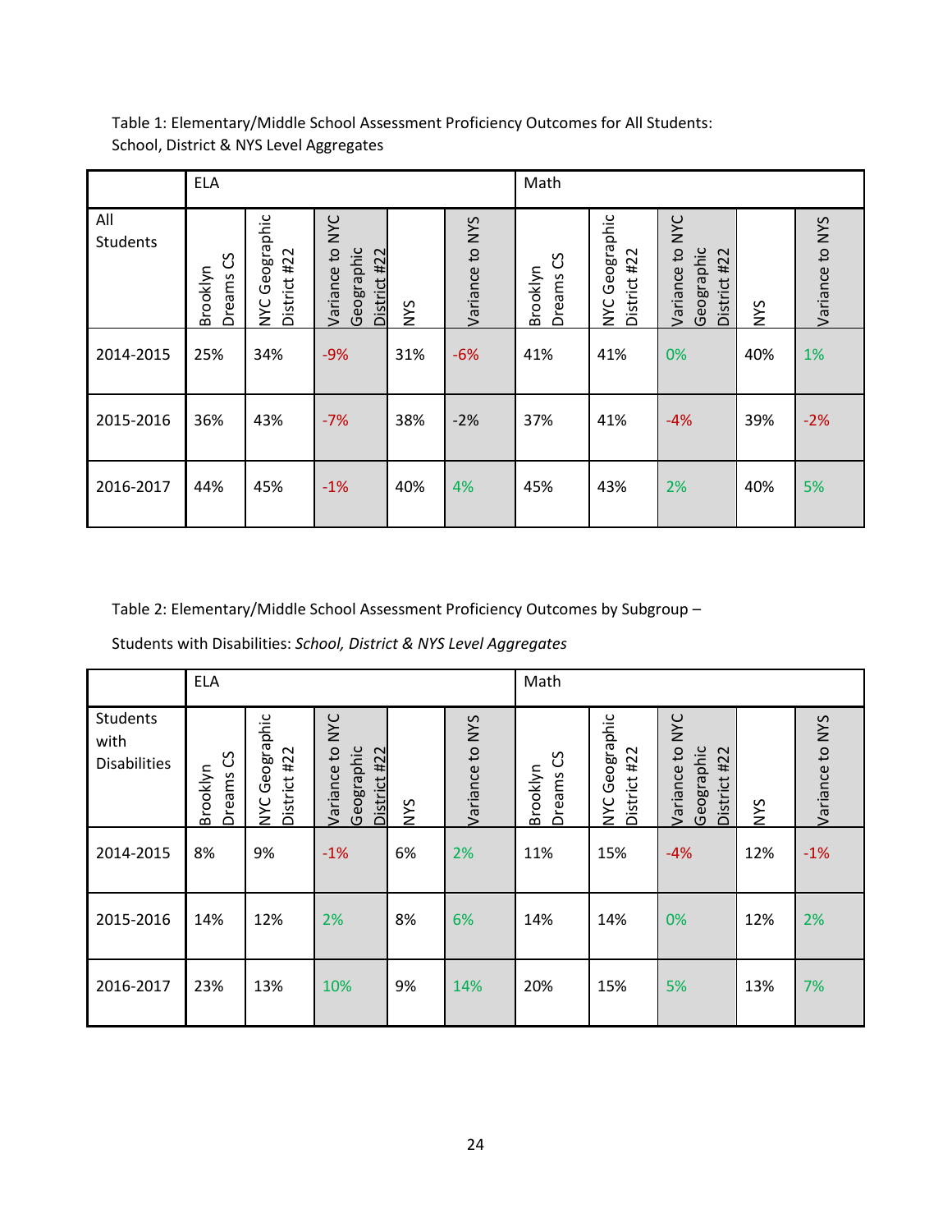Table 1: Elementary/Middle School Assessment Proficiency Outcomes for All Students: School, District & NYS Level Aggregates

| | ELA | | | | | Math | | | | |
|---|---|---|---|---|---|---|---|---|---|---|
| All Students | Brooklyn Dreams CS | NYC Geographic District #22 | Variance to NYC Geographic District #22 | NYS | Variance to NYS | Brooklyn Dreams CS | NYC Geographic District #22 | Variance to NYC Geographic District #22 | NYS | Variance to NYS |
| 2014-2015 | 25% | 34% | -9% | 31% | -6% | 41% | 41% | 0% | 40% | 1% |
| 2015-2016 | 36% | 43% | -7% | 38% | -2% | 37% | 41% | -4% | 39% | -2% |
| 2016-2017 | 44% | 45% | -1% | 40% | 4% | 45% | 43% | 2% | 40% | 5% |

Table 2: Elementary/Middle School Assessment Proficiency Outcomes by Subgroup – Students with Disabilities: *School, District & NYS Level Aggregates*

| | ELA | | | | | Math | | | | |
|---|---|---|---|---|---|---|---|---|---|---|
| Students with Disabilities | Brooklyn Dreams CS | NYC Geographic District #22 | Variance to NYC Geographic District #22 | NYS | Variance to NYS | Brooklyn Dreams CS | NYC Geographic District #22 | Variance to NYC Geographic District #22 | NYS | Variance to NYS |
| 2014-2015 | 8% | 9% | -1% | 6% | 2% | 11% | 15% | -4% | 12% | -1% |
| 2015-2016 | 14% | 12% | 2% | 8% | 6% | 14% | 14% | 0% | 12% | 2% |
| 2016-2017 | 23% | 13% | 10% | 9% | 14% | 20% | 15% | 5% | 13% | 7% |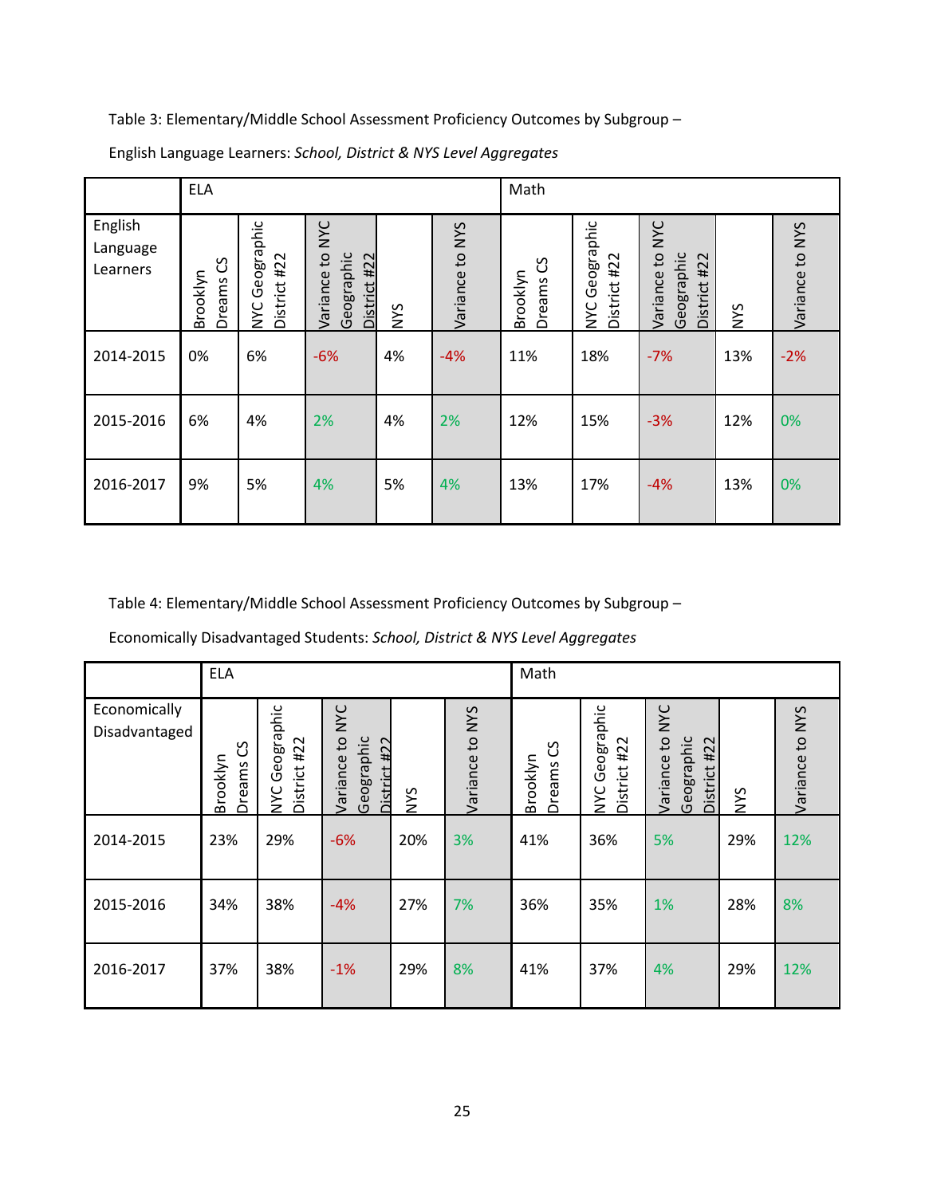Table 3: Elementary/Middle School Assessment Proficiency Outcomes by Subgroup –

English Language Learners: *School, District & NYS Level Aggregates*

| | ELA | | | | | Math | | | | |
|---|---|---|---|---|---|---|---|---|---|---|
| English Language Learners | Brooklyn Dreams CS | NYC Geographic District #22 | Variance to NYC Geographic District #22 | NYS | Variance to NYS | Brooklyn Dreams CS | NYC Geographic District #22 | Variance to NYC Geographic District #22 | NYS | Variance to NYS |
| 2014-2015 | 0% | 6% | -6% | 4% | -4% | 11% | 18% | -7% | 13% | -2% |
| 2015-2016 | 6% | 4% | 2% | 4% | 2% | 12% | 15% | -3% | 12% | 0% |
| 2016-2017 | 9% | 5% | 4% | 5% | 4% | 13% | 17% | -4% | 13% | 0% |

Table 4: Elementary/Middle School Assessment Proficiency Outcomes by Subgroup –

Economically Disadvantaged Students: *School, District & NYS Level Aggregates*

| | ELA | | | | | Math | | | | |
|---|---|---|---|---|---|---|---|---|---|---|
| Economically Disadvantaged | Brooklyn Dreams CS | NYC Geographic District #22 | Variance to NYC Geographic District #22 | NYS | Variance to NYS | Brooklyn Dreams CS | NYC Geographic District #22 | Variance to NYC Geographic District #22 | NYS | Variance to NYS |
| 2014-2015 | 23% | 29% | -6% | 20% | 3% | 41% | 36% | 5% | 29% | 12% |
| 2015-2016 | 34% | 38% | -4% | 27% | 7% | 36% | 35% | 1% | 28% | 8% |
| 2016-2017 | 37% | 38% | -1% | 29% | 8% | 41% | 37% | 4% | 29% | 12% |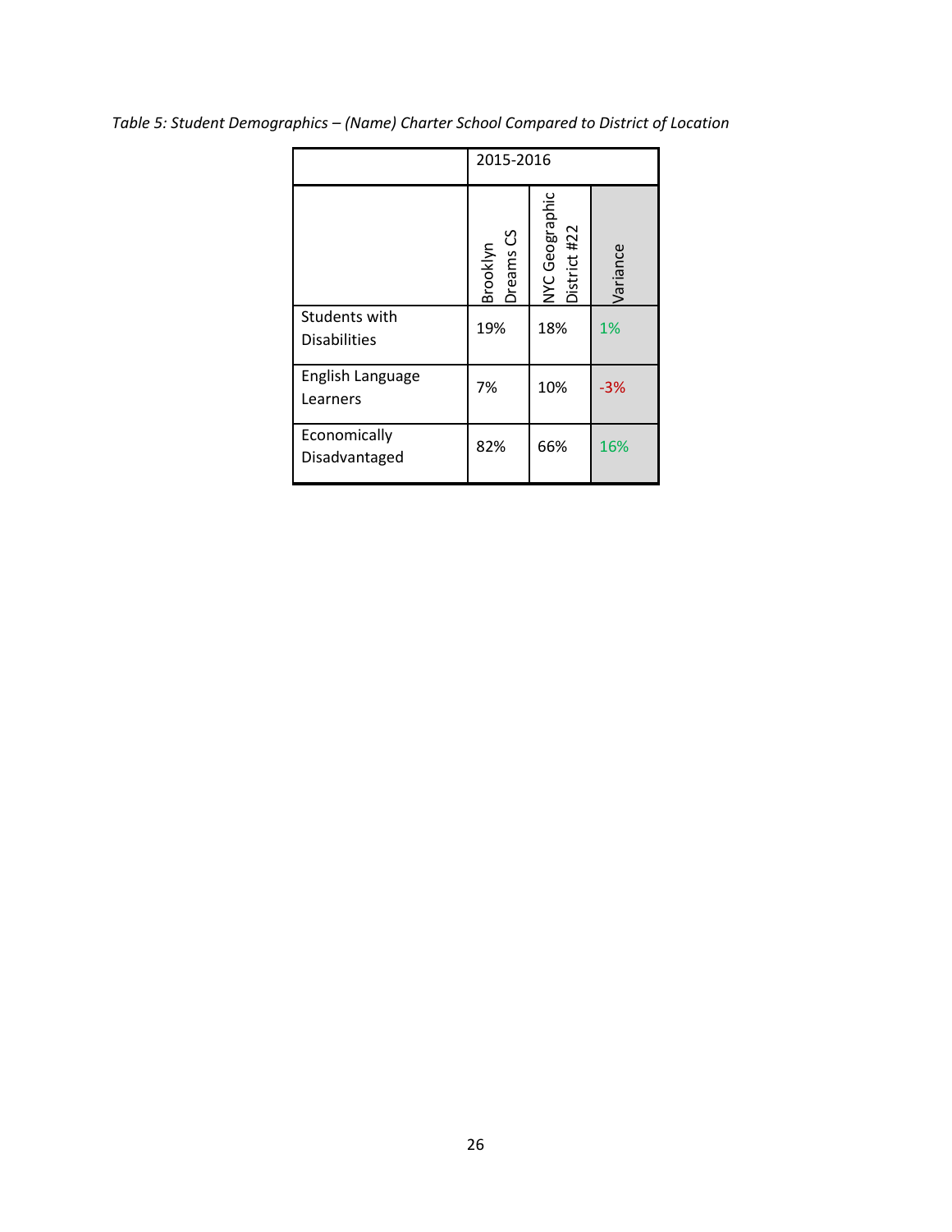*Table 5: Student Demographics – (Name) Charter School Compared to District of Location*

| | 2015-2016 | | |
|---|---|---|---|
| | Brooklyn Dreams CS | NYC Geographic District #22 | Variance |
| Students with Disabilities | 19% | 18% | 1% |
| English Language Learners | 7% | 10% | -3% |
| Economically Disadvantaged | 82% | 66% | 16% |